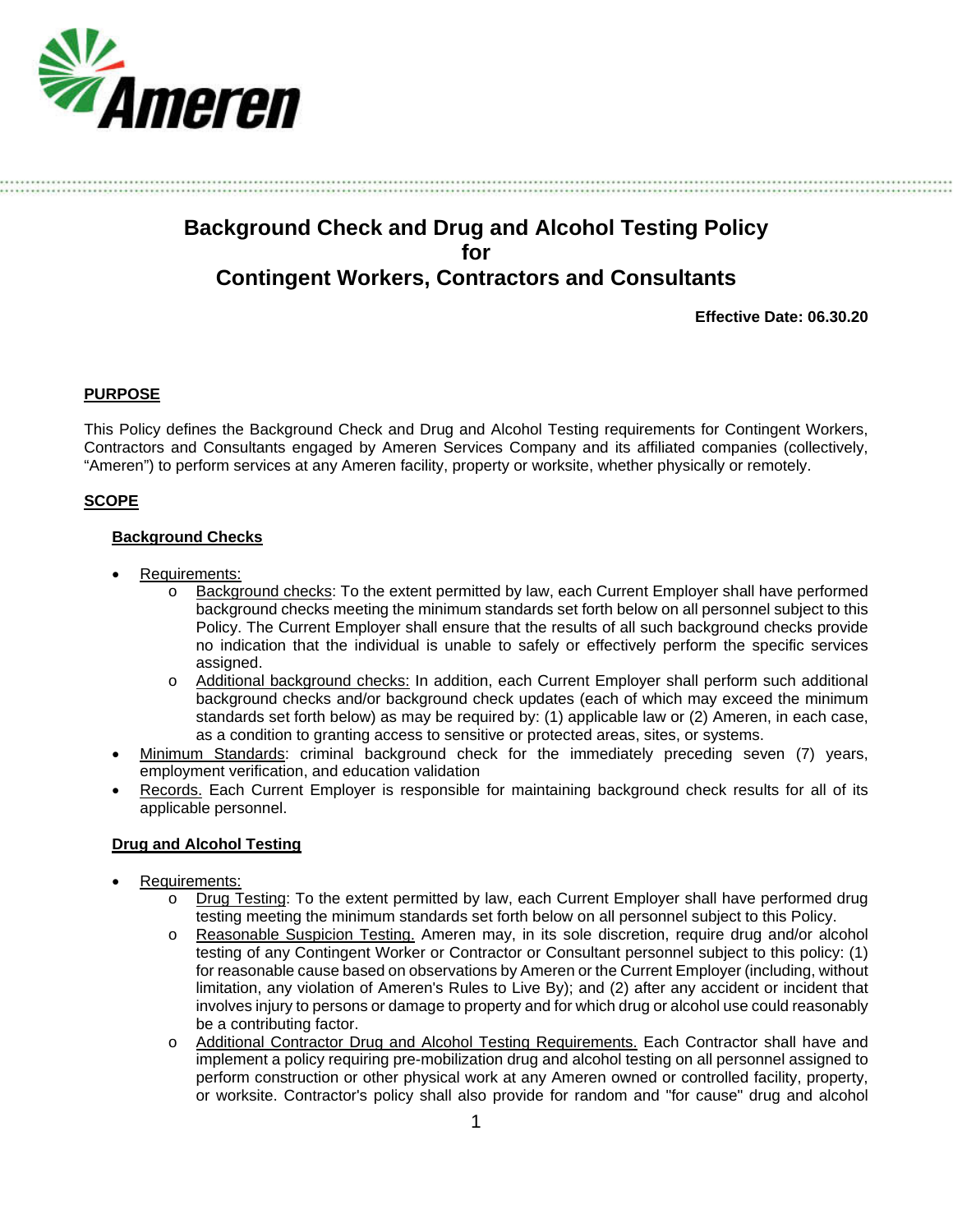# Background Check and Drug and Alcohol Testing Policy for Contingent Workers, Contractors and Consultants

**Effective Date: 06.30.20**

## PURPOSE

This Policy defines the Background Check and Drug and Alcohol Testing requirements for Contingent Workers, Contractors and Consultants engaged by Ameren Services Company and its affiliated companies (collectively, "Ameren") to perform services at any Ameren facility, property or worksite, whether physically or remotely.

## SCOPE

### Background Checks

- Requirements:
  - Background checks: To the extent permitted by law, each Current Employer shall have performed background checks meeting the minimum standards set forth below on all personnel subject to this Policy. The Current Employer shall ensure that the results of all such background checks provide no indication that the individual is unable to safely or effectively perform the specific services assigned.
  - Additional background checks: In addition, each Current Employer shall perform such additional background checks and/or background check updates (each of which may exceed the minimum standards set forth below) as may be required by: (1) applicable law or (2) Ameren, in each case, as a condition to granting access to sensitive or protected areas, sites, or systems.
- Minimum Standards: criminal background check for the immediately preceding seven (7) years, employment verification, and education validation
- Records. Each Current Employer is responsible for maintaining background check results for all of its applicable personnel.

### Drug and Alcohol Testing

- Requirements:
  - Drug Testing: To the extent permitted by law, each Current Employer shall have performed drug testing meeting the minimum standards set forth below on all personnel subject to this Policy.
  - Reasonable Suspicion Testing. Ameren may, in its sole discretion, require drug and/or alcohol testing of any Contingent Worker or Contractor or Consultant personnel subject to this policy: (1) for reasonable cause based on observations by Ameren or the Current Employer (including, without limitation, any violation of Ameren's Rules to Live By); and (2) after any accident or incident that involves injury to persons or damage to property and for which drug or alcohol use could reasonably be a contributing factor.
  - Additional Contractor Drug and Alcohol Testing Requirements. Each Contractor shall have and implement a policy requiring pre-mobilization drug and alcohol testing on all personnel assigned to perform construction or other physical work at any Ameren owned or controlled facility, property, or worksite. Contractor's policy shall also provide for random and "for cause" drug and alcohol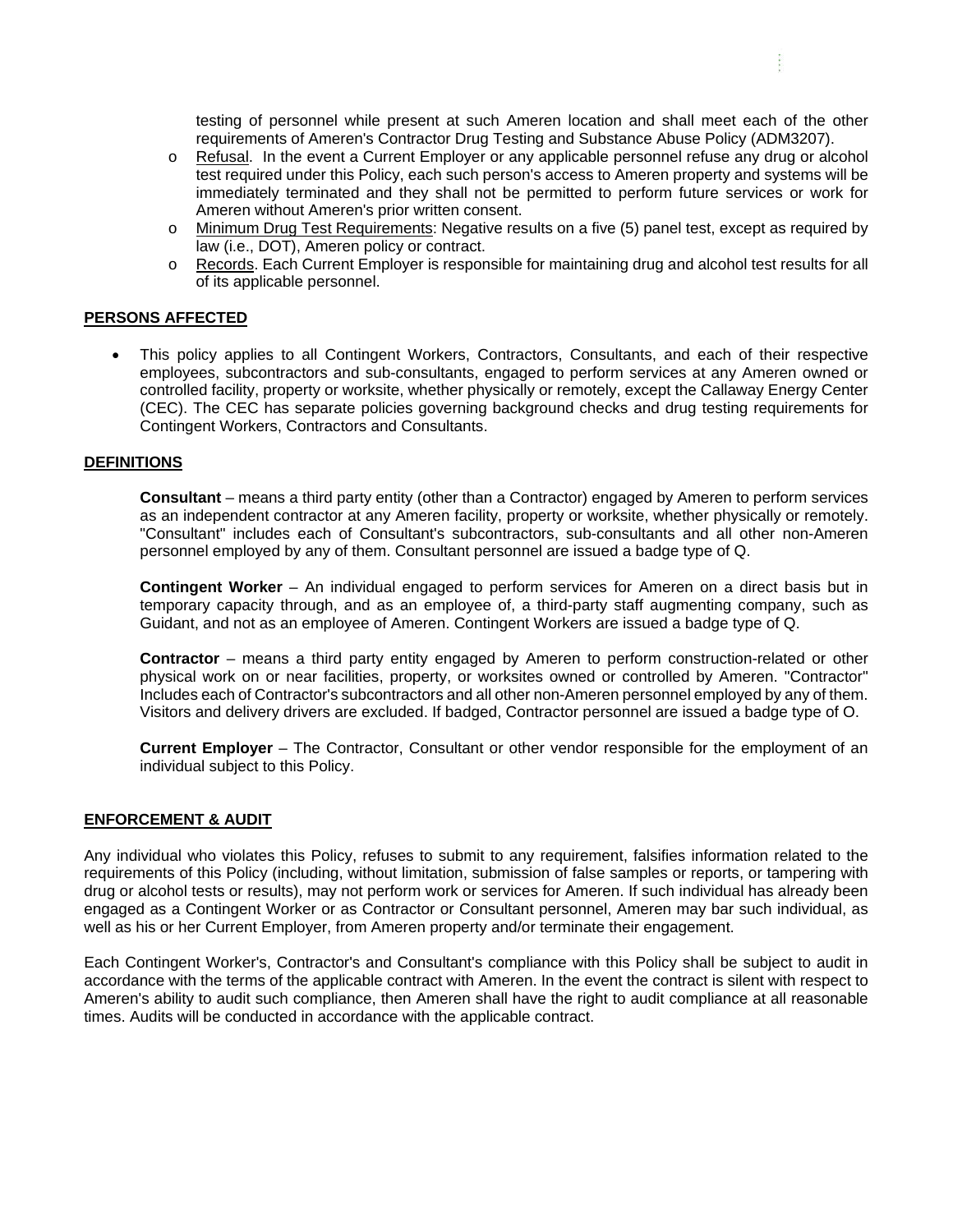testing of personnel while present at such Ameren location and shall meet each of the other requirements of Ameren's Contractor Drug Testing and Substance Abuse Policy (ADM3207).

- Refusal. In the event a Current Employer or any applicable personnel refuse any drug or alcohol test required under this Policy, each such person's access to Ameren property and systems will be immediately terminated and they shall not be permitted to perform future services or work for Ameren without Ameren's prior written consent.
- Minimum Drug Test Requirements: Negative results on a five (5) panel test, except as required by law (i.e., DOT), Ameren policy or contract.
- Records. Each Current Employer is responsible for maintaining drug and alcohol test results for all of its applicable personnel.

## PERSONS AFFECTED

- This policy applies to all Contingent Workers, Contractors, Consultants, and each of their respective employees, subcontractors and sub-consultants, engaged to perform services at any Ameren owned or controlled facility, property or worksite, whether physically or remotely, except the Callaway Energy Center (CEC). The CEC has separate policies governing background checks and drug testing requirements for Contingent Workers, Contractors and Consultants.

## DEFINITIONS

**Consultant** – means a third party entity (other than a Contractor) engaged by Ameren to perform services as an independent contractor at any Ameren facility, property or worksite, whether physically or remotely. "Consultant" includes each of Consultant's subcontractors, sub-consultants and all other non-Ameren personnel employed by any of them. Consultant personnel are issued a badge type of Q.

**Contingent Worker** – An individual engaged to perform services for Ameren on a direct basis but in temporary capacity through, and as an employee of, a third-party staff augmenting company, such as Guidant, and not as an employee of Ameren. Contingent Workers are issued a badge type of Q.

**Contractor** – means a third party entity engaged by Ameren to perform construction-related or other physical work on or near facilities, property, or worksites owned or controlled by Ameren. "Contractor" Includes each of Contractor's subcontractors and all other non-Ameren personnel employed by any of them. Visitors and delivery drivers are excluded. If badged, Contractor personnel are issued a badge type of O.

**Current Employer** – The Contractor, Consultant or other vendor responsible for the employment of an individual subject to this Policy.

## ENFORCEMENT & AUDIT

Any individual who violates this Policy, refuses to submit to any requirement, falsifies information related to the requirements of this Policy (including, without limitation, submission of false samples or reports, or tampering with drug or alcohol tests or results), may not perform work or services for Ameren. If such individual has already been engaged as a Contingent Worker or as Contractor or Consultant personnel, Ameren may bar such individual, as well as his or her Current Employer, from Ameren property and/or terminate their engagement.

Each Contingent Worker's, Contractor's and Consultant's compliance with this Policy shall be subject to audit in accordance with the terms of the applicable contract with Ameren. In the event the contract is silent with respect to Ameren's ability to audit such compliance, then Ameren shall have the right to audit compliance at all reasonable times. Audits will be conducted in accordance with the applicable contract.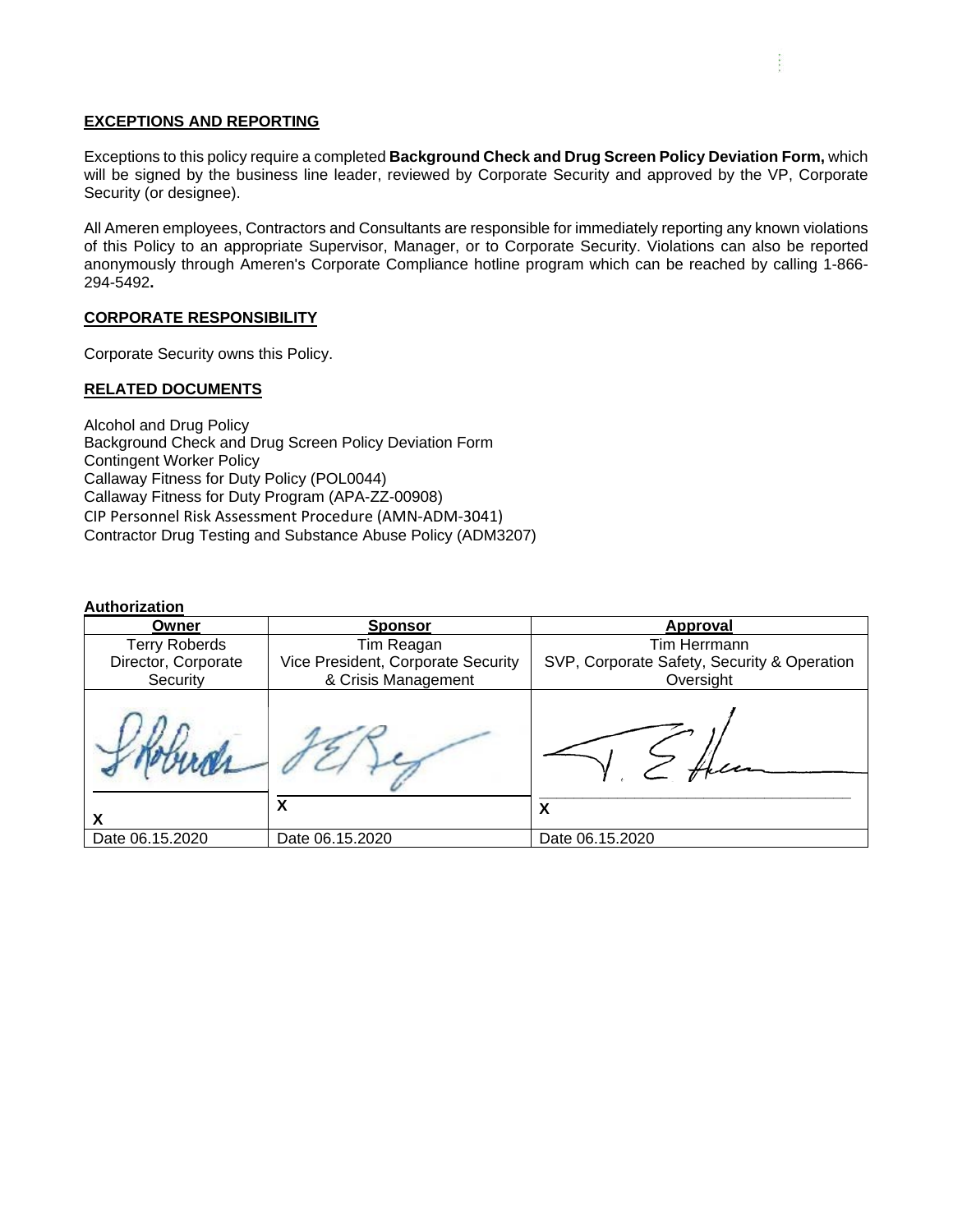**EXCEPTIONS AND REPORTING**

Exceptions to this policy require a completed **Background Check and Drug Screen Policy Deviation Form,** which will be signed by the business line leader, reviewed by Corporate Security and approved by the VP, Corporate Security (or designee).

All Ameren employees, Contractors and Consultants are responsible for immediately reporting any known violations of this Policy to an appropriate Supervisor, Manager, or to Corporate Security. Violations can also be reported anonymously through Ameren's Corporate Compliance hotline program which can be reached by calling 1-866-294-5492**.**

**CORPORATE RESPONSIBILITY**

Corporate Security owns this Policy.

**RELATED DOCUMENTS**

Alcohol and Drug Policy
Background Check and Drug Screen Policy Deviation Form
Contingent Worker Policy
Callaway Fitness for Duty Policy (POL0044)
Callaway Fitness for Duty Program (APA-ZZ-00908)
CIP Personnel Risk Assessment Procedure (AMN-ADM-3041)
Contractor Drug Testing and Substance Abuse Policy (ADM3207)

**Authorization**

| Owner | Sponsor | Approval |
|---|---|---|
| Terry Roberds<br>Director, Corporate Security | Tim Reagan<br>Vice President, Corporate Security & Crisis Management | Tim Herrmann<br>SVP, Corporate Safety, Security & Operation Oversight |
| X | X | X |
| Date 06.15.2020 | Date 06.15.2020 | Date 06.15.2020 |